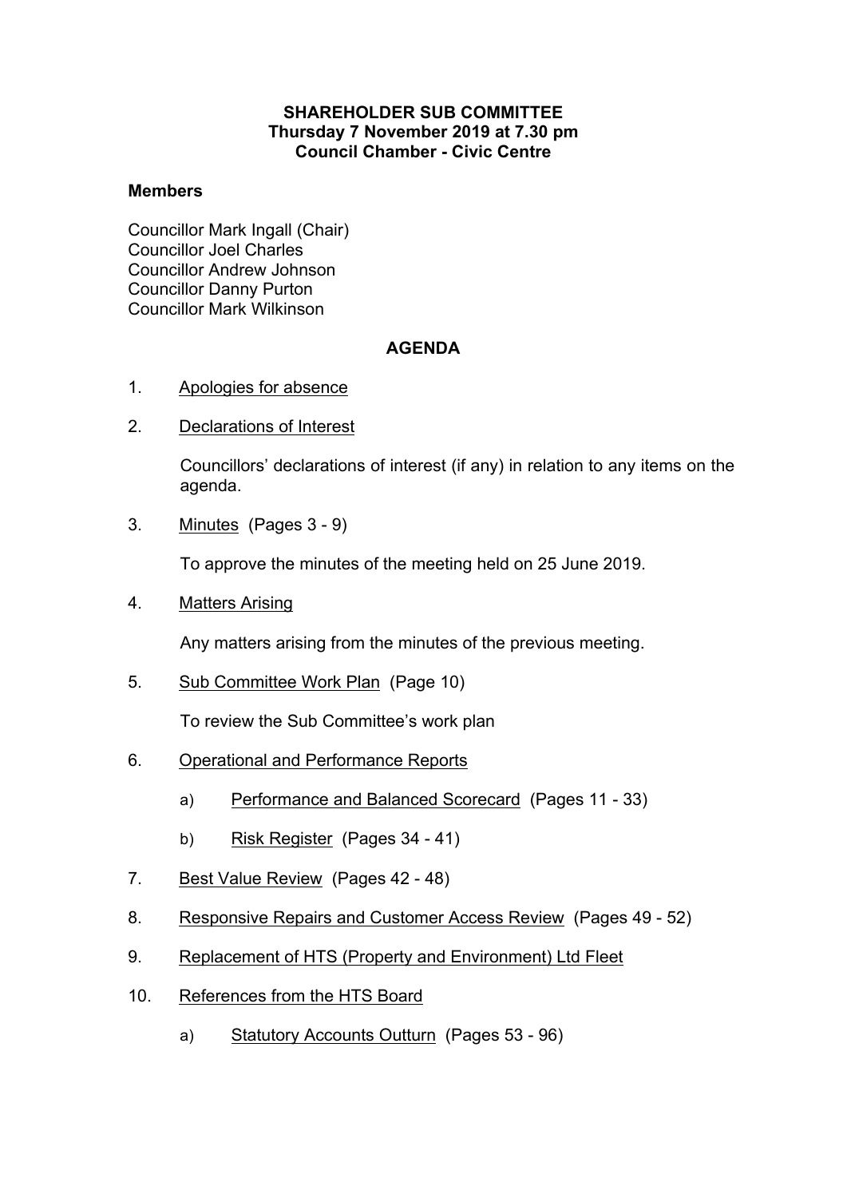**SHAREHOLDER SUB COMMITTEE**
**Thursday 7 November 2019 at 7.30 pm**
**Council Chamber - Civic Centre**

**Members**

Councillor Mark Ingall (Chair)
Councillor Joel Charles
Councillor Andrew Johnson
Councillor Danny Purton
Councillor Mark Wilkinson

## AGENDA

1. Apologies for absence

2. Declarations of Interest

   Councillors' declarations of interest (if any) in relation to any items on the agenda.

3. Minutes (Pages 3 - 9)

   To approve the minutes of the meeting held on 25 June 2019.

4. Matters Arising

   Any matters arising from the minutes of the previous meeting.

5. Sub Committee Work Plan (Page 10)

   To review the Sub Committee's work plan

6. Operational and Performance Reports

   a) Performance and Balanced Scorecard (Pages 11 - 33)

   b) Risk Register (Pages 34 - 41)

7. Best Value Review (Pages 42 - 48)

8. Responsive Repairs and Customer Access Review (Pages 49 - 52)

9. Replacement of HTS (Property and Environment) Ltd Fleet

10. References from the HTS Board

    a) Statutory Accounts Outturn (Pages 53 - 96)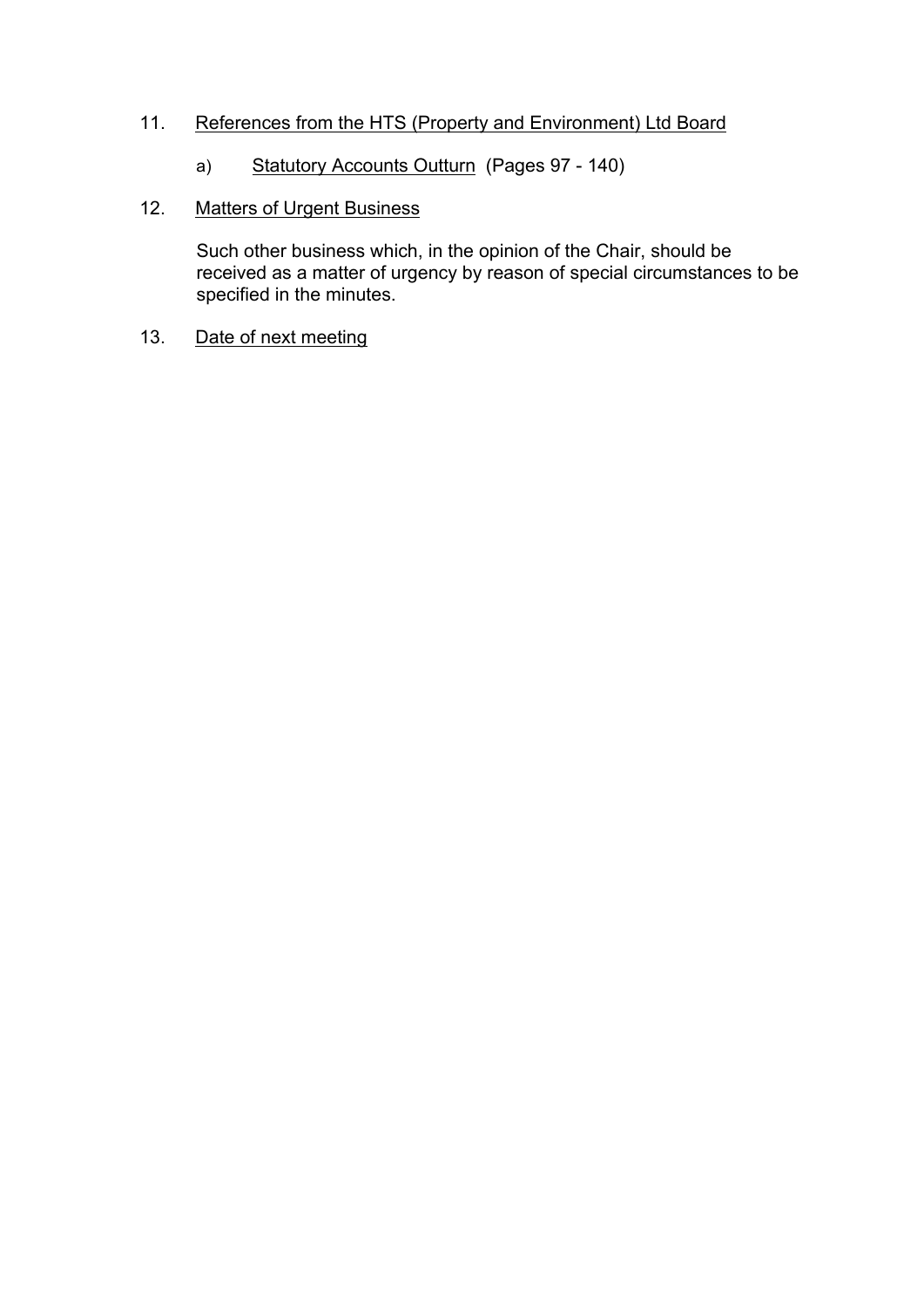11. References from the HTS (Property and Environment) Ltd Board

    a) Statutory Accounts Outturn (Pages 97 - 140)

12. Matters of Urgent Business

    Such other business which, in the opinion of the Chair, should be received as a matter of urgency by reason of special circumstances to be specified in the minutes.

13. Date of next meeting